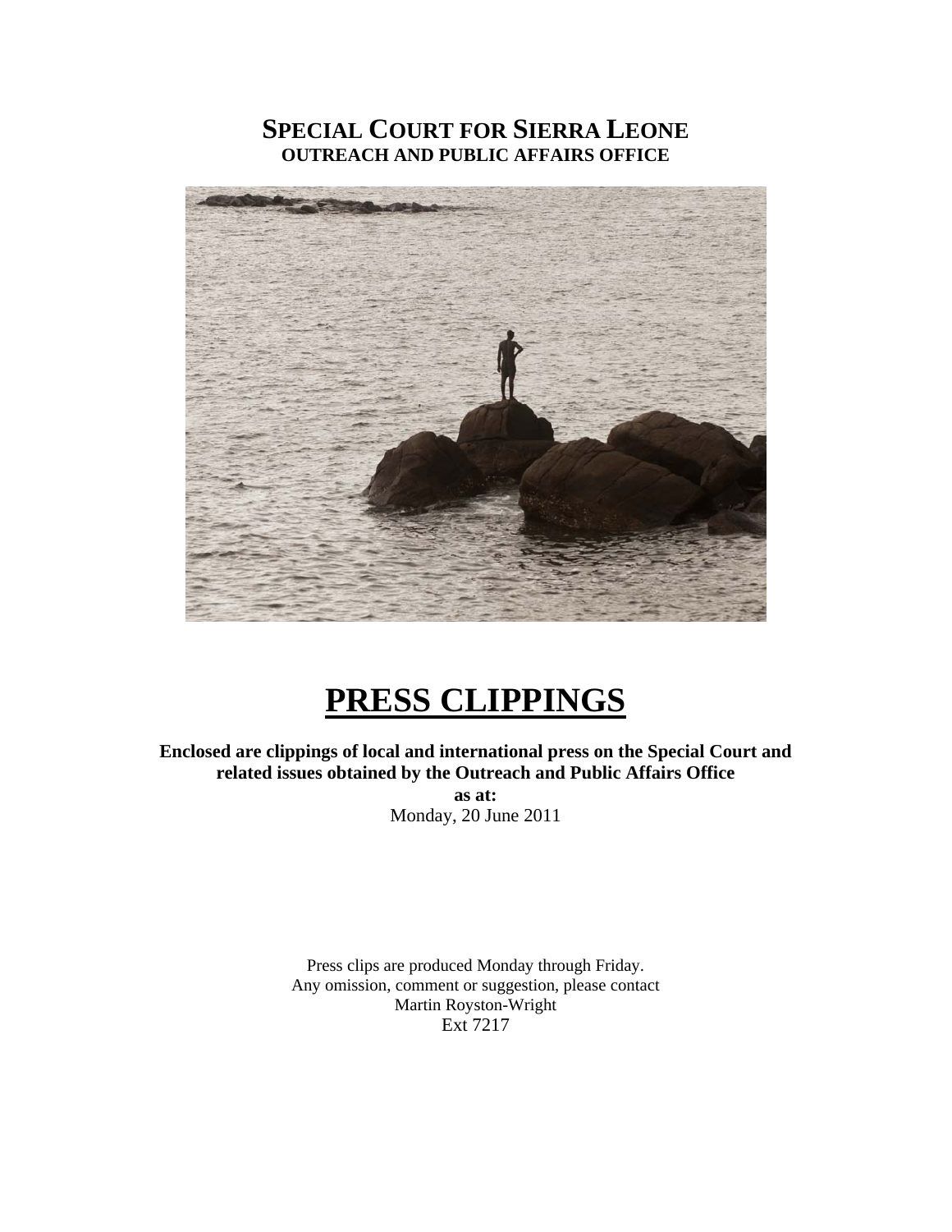# SPECIAL COURT FOR SIERRA LEONE
## OUTREACH AND PUBLIC AFFAIRS OFFICE

# PRESS CLIPPINGS

**Enclosed are clippings of local and international press on the Special Court and related issues obtained by the Outreach and Public Affairs Office**

**as at:**

Monday, 20 June 2011

Press clips are produced Monday through Friday.
Any omission, comment or suggestion, please contact
Martin Royston-Wright
Ext 7217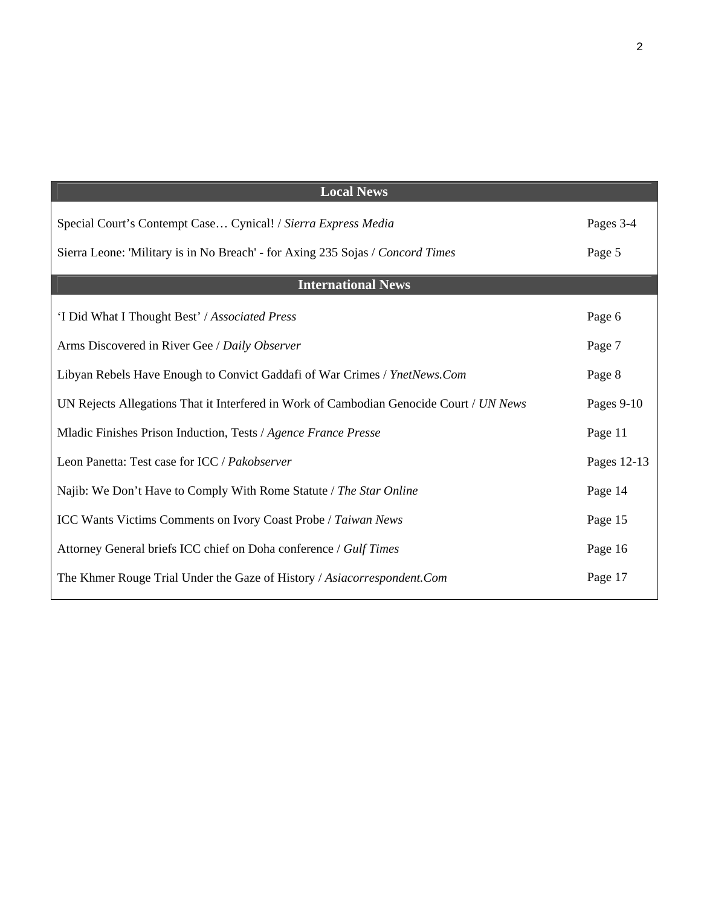| Local News | |
|---|---|
| Special Court's Contempt Case… Cynical! / *Sierra Express Media* | Pages 3-4 |
| Sierra Leone: 'Military is in No Breach' - for Axing 235 Sojas / *Concord Times* | Page 5 |
| **International News** | |
| 'I Did What I Thought Best' / *Associated Press* | Page 6 |
| Arms Discovered in River Gee / *Daily Observer* | Page 7 |
| Libyan Rebels Have Enough to Convict Gaddafi of War Crimes / *YnetNews.Com* | Page 8 |
| UN Rejects Allegations That it Interfered in Work of Cambodian Genocide Court / *UN News* | Pages 9-10 |
| Mladic Finishes Prison Induction, Tests / *Agence France Presse* | Page 11 |
| Leon Panetta: Test case for ICC / *Pakobserver* | Pages 12-13 |
| Najib: We Don't Have to Comply With Rome Statute / *The Star Online* | Page 14 |
| ICC Wants Victims Comments on Ivory Coast Probe / *Taiwan News* | Page 15 |
| Attorney General briefs ICC chief on Doha conference / *Gulf Times* | Page 16 |
| The Khmer Rouge Trial Under the Gaze of History / *Asiacorrespondent.Com* | Page 17 |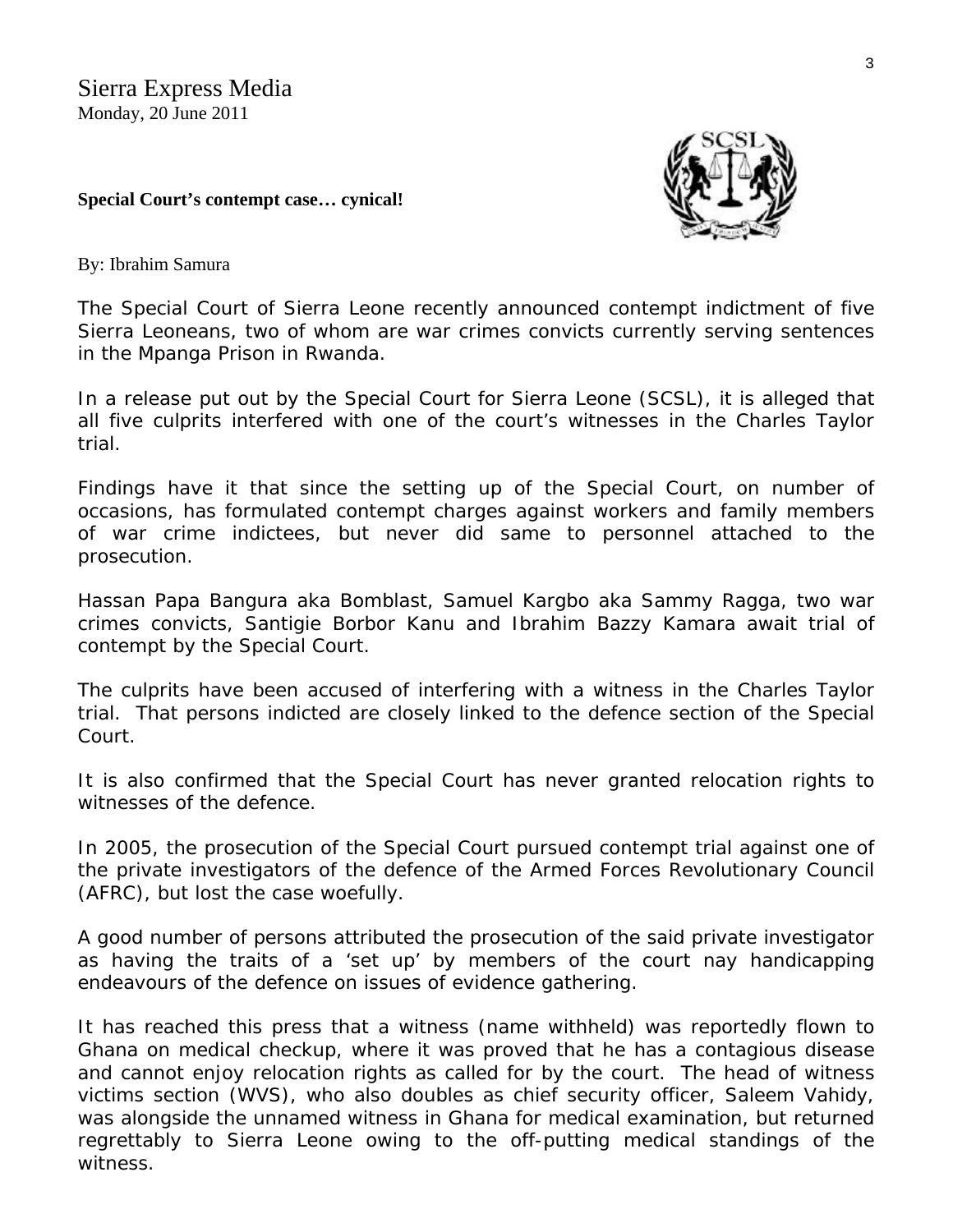Sierra Express Media
Monday, 20 June 2011

**Special Court's contempt case… cynical!**

By: Ibrahim Samura

The Special Court of Sierra Leone recently announced contempt indictment of five Sierra Leoneans, two of whom are war crimes convicts currently serving sentences in the Mpanga Prison in Rwanda.

In a release put out by the Special Court for Sierra Leone (SCSL), it is alleged that all five culprits interfered with one of the court's witnesses in the Charles Taylor trial.

Findings have it that since the setting up of the Special Court, on number of occasions, has formulated contempt charges against workers and family members of war crime indictees, but never did same to personnel attached to the prosecution.

Hassan Papa Bangura aka Bomblast, Samuel Kargbo aka Sammy Ragga, two war crimes convicts, Santigie Borbor Kanu and Ibrahim Bazzy Kamara await trial of contempt by the Special Court.

The culprits have been accused of interfering with a witness in the Charles Taylor trial. That persons indicted are closely linked to the defence section of the Special Court.

It is also confirmed that the Special Court has never granted relocation rights to witnesses of the defence.

In 2005, the prosecution of the Special Court pursued contempt trial against one of the private investigators of the defence of the Armed Forces Revolutionary Council (AFRC), but lost the case woefully.

A good number of persons attributed the prosecution of the said private investigator as having the traits of a 'set up' by members of the court nay handicapping endeavours of the defence on issues of evidence gathering.

It has reached this press that a witness (name withheld) was reportedly flown to Ghana on medical checkup, where it was proved that he has a contagious disease and cannot enjoy relocation rights as called for by the court. The head of witness victims section (WVS), who also doubles as chief security officer, Saleem Vahidy, was alongside the unnamed witness in Ghana for medical examination, but returned regrettably to Sierra Leone owing to the off-putting medical standings of the witness.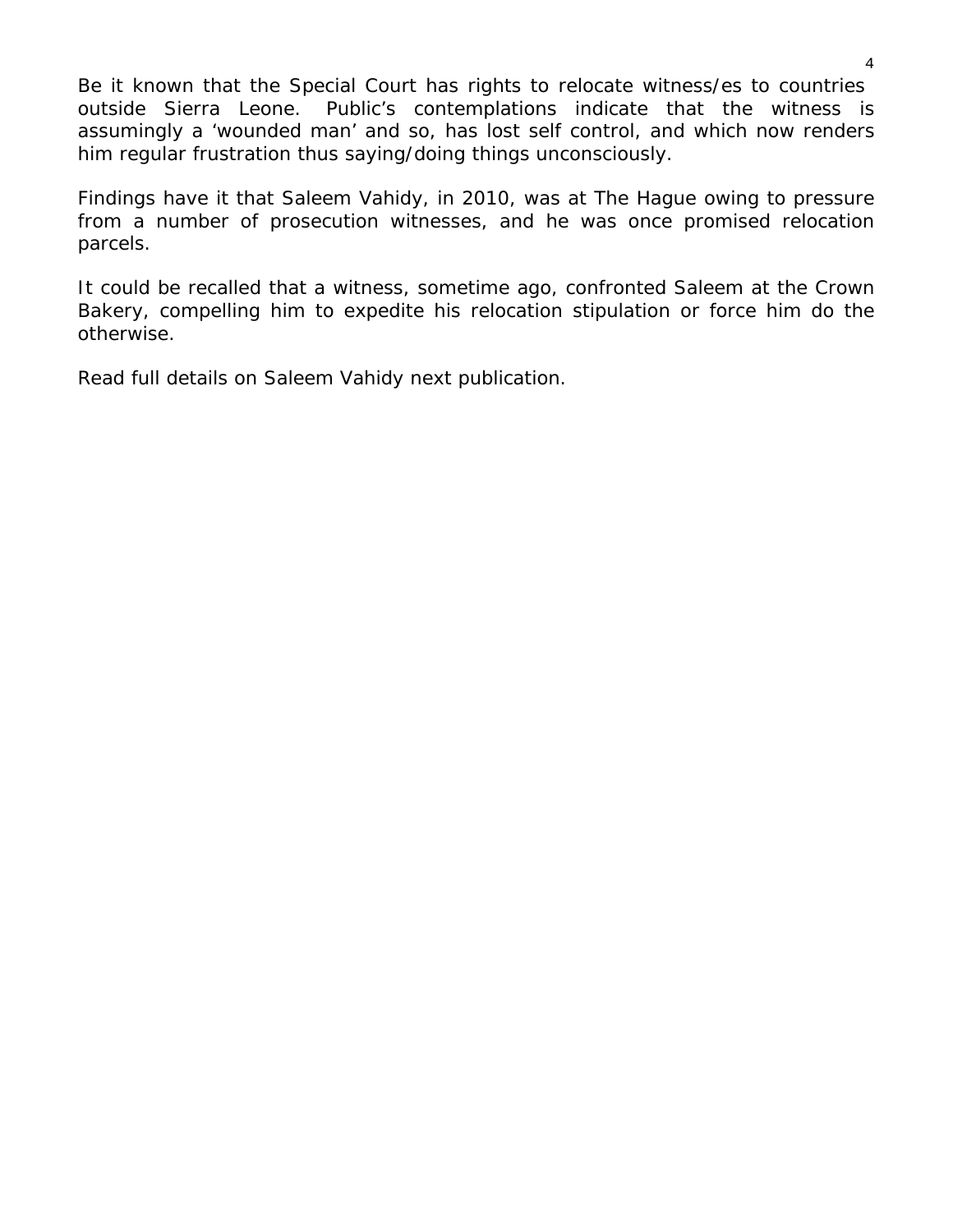Be it known that the Special Court has rights to relocate witness/es to countries outside Sierra Leone. Public's contemplations indicate that the witness is assumingly a 'wounded man' and so, has lost self control, and which now renders him regular frustration thus saying/doing things unconsciously.

Findings have it that Saleem Vahidy, in 2010, was at The Hague owing to pressure from a number of prosecution witnesses, and he was once promised relocation parcels.

It could be recalled that a witness, sometime ago, confronted Saleem at the Crown Bakery, compelling him to expedite his relocation stipulation or force him do the otherwise.

Read full details on Saleem Vahidy next publication.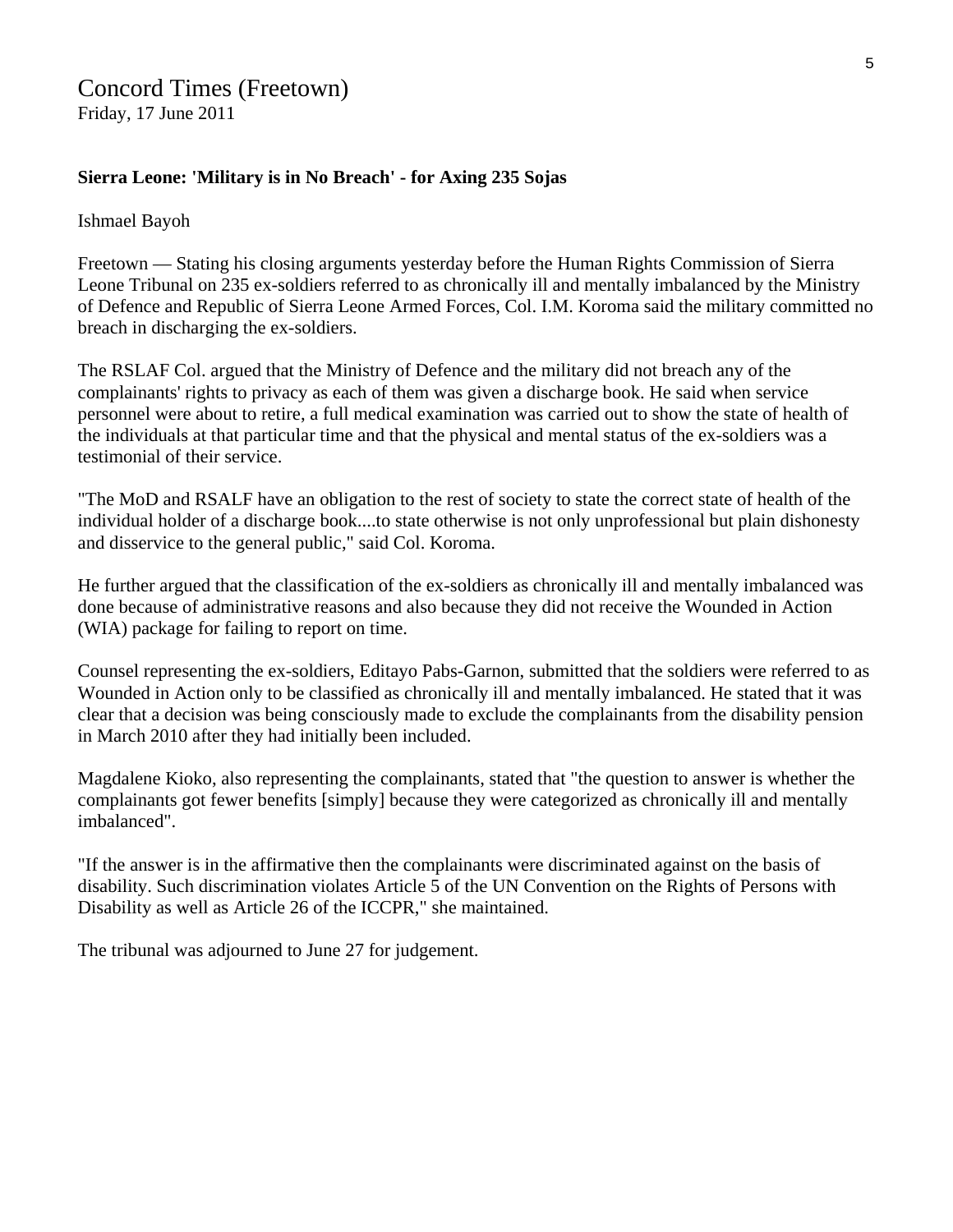## Concord Times (Freetown)

Friday, 17 June 2011

**Sierra Leone: 'Military is in No Breach' - for Axing 235 Sojas**

Ishmael Bayoh

Freetown — Stating his closing arguments yesterday before the Human Rights Commission of Sierra Leone Tribunal on 235 ex-soldiers referred to as chronically ill and mentally imbalanced by the Ministry of Defence and Republic of Sierra Leone Armed Forces, Col. I.M. Koroma said the military committed no breach in discharging the ex-soldiers.

The RSLAF Col. argued that the Ministry of Defence and the military did not breach any of the complainants' rights to privacy as each of them was given a discharge book. He said when service personnel were about to retire, a full medical examination was carried out to show the state of health of the individuals at that particular time and that the physical and mental status of the ex-soldiers was a testimonial of their service.

"The MoD and RSALF have an obligation to the rest of society to state the correct state of health of the individual holder of a discharge book....to state otherwise is not only unprofessional but plain dishonesty and disservice to the general public," said Col. Koroma.

He further argued that the classification of the ex-soldiers as chronically ill and mentally imbalanced was done because of administrative reasons and also because they did not receive the Wounded in Action (WIA) package for failing to report on time.

Counsel representing the ex-soldiers, Editayo Pabs-Garnon, submitted that the soldiers were referred to as Wounded in Action only to be classified as chronically ill and mentally imbalanced. He stated that it was clear that a decision was being consciously made to exclude the complainants from the disability pension in March 2010 after they had initially been included.

Magdalene Kioko, also representing the complainants, stated that "the question to answer is whether the complainants got fewer benefits [simply] because they were categorized as chronically ill and mentally imbalanced".

"If the answer is in the affirmative then the complainants were discriminated against on the basis of disability. Such discrimination violates Article 5 of the UN Convention on the Rights of Persons with Disability as well as Article 26 of the ICCPR," she maintained.

The tribunal was adjourned to June 27 for judgement.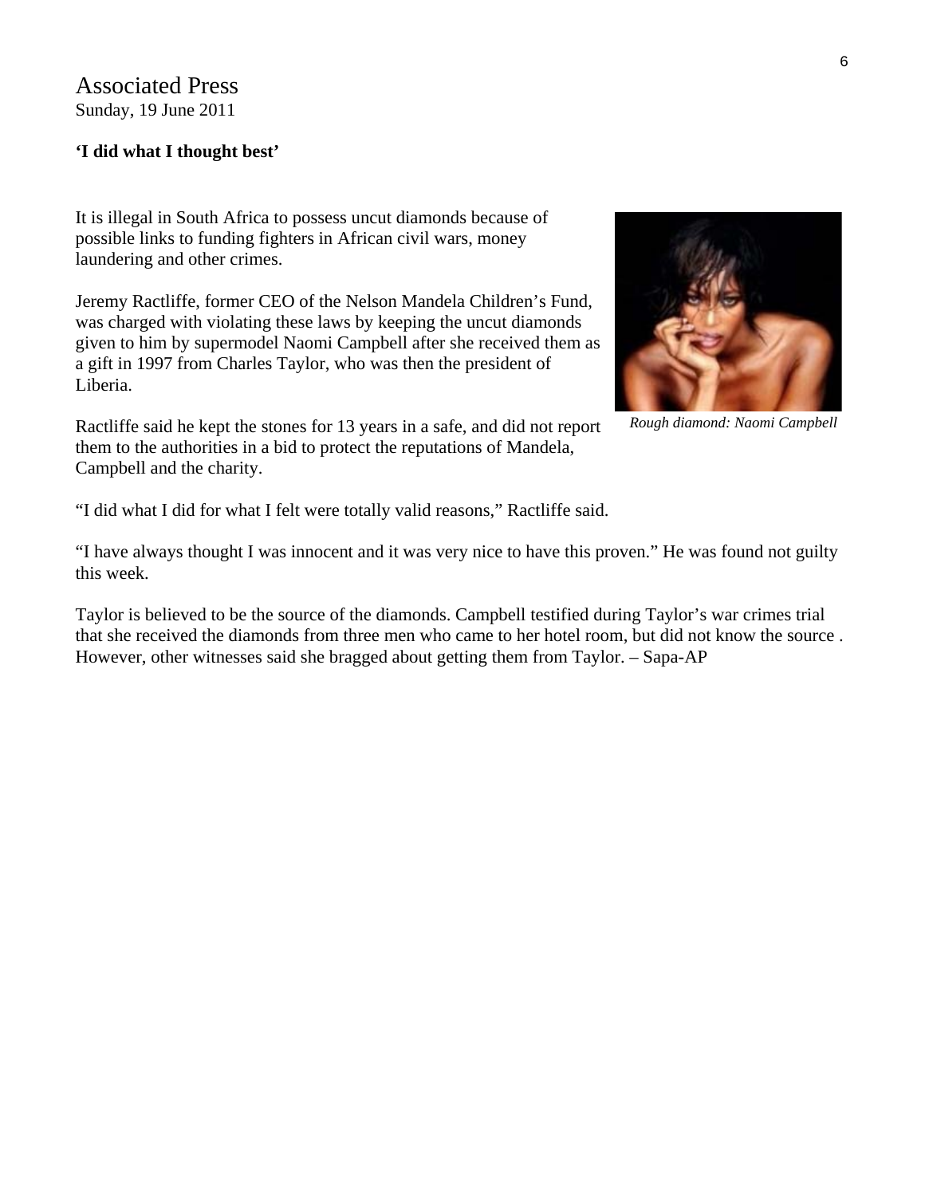Associated Press
Sunday, 19 June 2011

**'I did what I thought best'**

It is illegal in South Africa to possess uncut diamonds because of possible links to funding fighters in African civil wars, money laundering and other crimes.

Jeremy Ractliffe, former CEO of the Nelson Mandela Children's Fund, was charged with violating these laws by keeping the uncut diamonds given to him by supermodel Naomi Campbell after she received them as a gift in 1997 from Charles Taylor, who was then the president of Liberia.

*Rough diamond: Naomi Campbell*

Ractliffe said he kept the stones for 13 years in a safe, and did not report them to the authorities in a bid to protect the reputations of Mandela, Campbell and the charity.

"I did what I did for what I felt were totally valid reasons," Ractliffe said.

"I have always thought I was innocent and it was very nice to have this proven." He was found not guilty this week.

Taylor is believed to be the source of the diamonds. Campbell testified during Taylor's war crimes trial that she received the diamonds from three men who came to her hotel room, but did not know the source . However, other witnesses said she bragged about getting them from Taylor. – Sapa-AP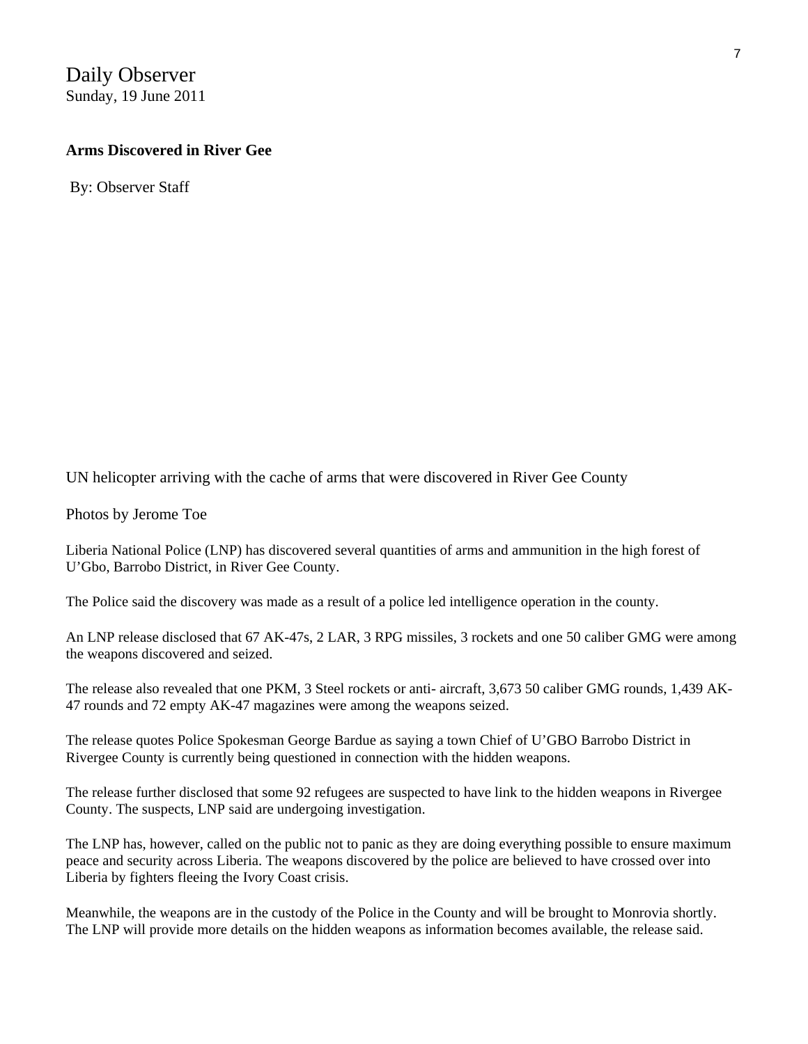Daily Observer
Sunday, 19 June 2011

**Arms Discovered in River Gee**

By: Observer Staff

UN helicopter arriving with the cache of arms that were discovered in River Gee County

Photos by Jerome Toe

Liberia National Police (LNP) has discovered several quantities of arms and ammunition in the high forest of U'Gbo, Barrobo District, in River Gee County.

The Police said the discovery was made as a result of a police led intelligence operation in the county.

An LNP release disclosed that 67 AK-47s, 2 LAR, 3 RPG missiles, 3 rockets and one 50 caliber GMG were among the weapons discovered and seized.

The release also revealed that one PKM, 3 Steel rockets or anti- aircraft, 3,673 50 caliber GMG rounds, 1,439 AK-47 rounds and 72 empty AK-47 magazines were among the weapons seized.

The release quotes Police Spokesman George Bardue as saying a town Chief of U'GBO Barrobo District in Rivergee County is currently being questioned in connection with the hidden weapons.

The release further disclosed that some 92 refugees are suspected to have link to the hidden weapons in Rivergee County. The suspects, LNP said are undergoing investigation.

The LNP has, however, called on the public not to panic as they are doing everything possible to ensure maximum peace and security across Liberia. The weapons discovered by the police are believed to have crossed over into Liberia by fighters fleeing the Ivory Coast crisis.

Meanwhile, the weapons are in the custody of the Police in the County and will be brought to Monrovia shortly. The LNP will provide more details on the hidden weapons as information becomes available, the release said.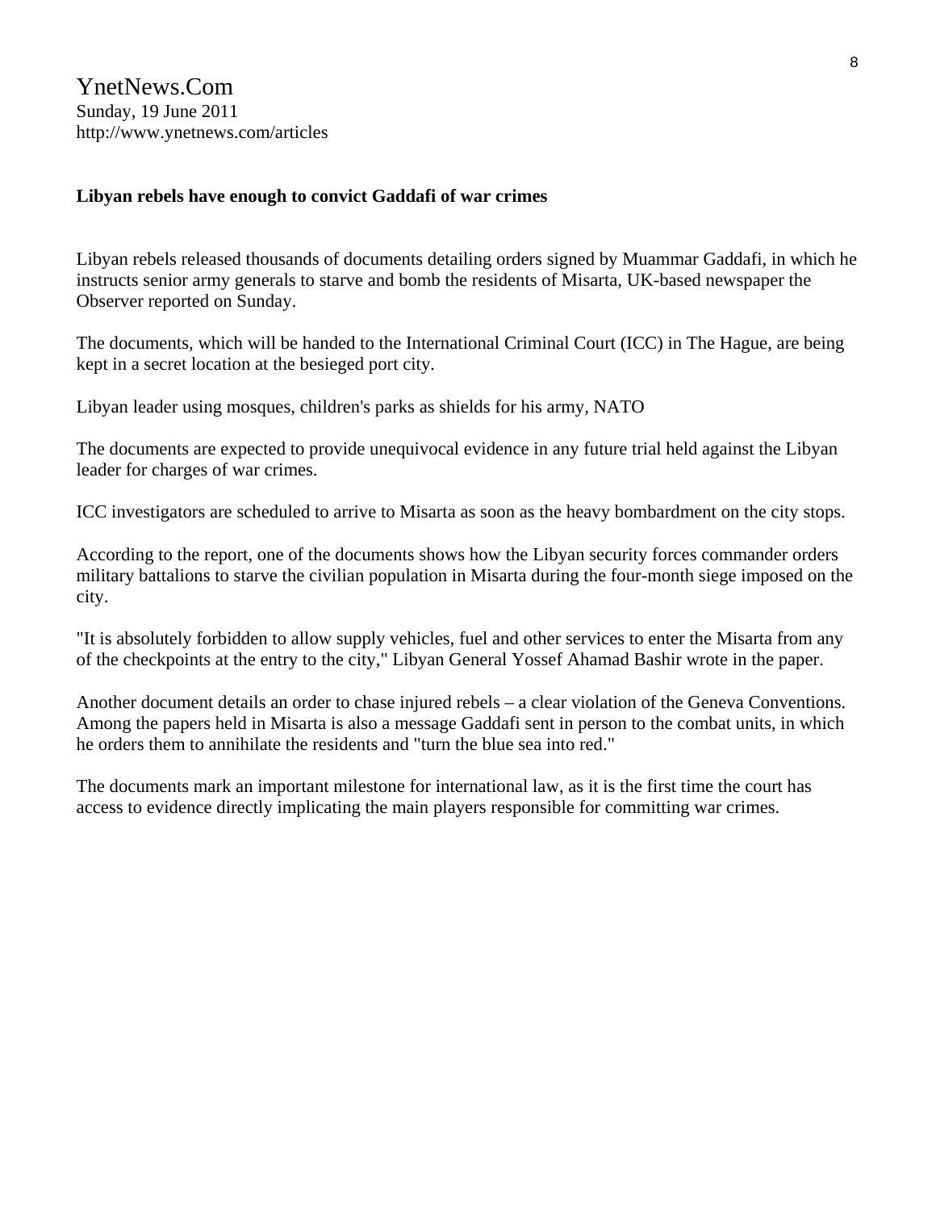YnetNews.Com
Sunday, 19 June 2011
http://www.ynetnews.com/articles

**Libyan rebels have enough to convict Gaddafi of war crimes**

Libyan rebels released thousands of documents detailing orders signed by Muammar Gaddafi, in which he instructs senior army generals to starve and bomb the residents of Misarta, UK-based newspaper the Observer reported on Sunday.

The documents, which will be handed to the International Criminal Court (ICC) in The Hague, are being kept in a secret location at the besieged port city.

Libyan leader using mosques, children's parks as shields for his army, NATO

The documents are expected to provide unequivocal evidence in any future trial held against the Libyan leader for charges of war crimes.

ICC investigators are scheduled to arrive to Misarta as soon as the heavy bombardment on the city stops.

According to the report, one of the documents shows how the Libyan security forces commander orders military battalions to starve the civilian population in Misarta during the four-month siege imposed on the city.

"It is absolutely forbidden to allow supply vehicles, fuel and other services to enter the Misarta from any of the checkpoints at the entry to the city," Libyan General Yossef Ahamad Bashir wrote in the paper.

Another document details an order to chase injured rebels – a clear violation of the Geneva Conventions. Among the papers held in Misarta is also a message Gaddafi sent in person to the combat units, in which he orders them to annihilate the residents and "turn the blue sea into red."

The documents mark an important milestone for international law, as it is the first time the court has access to evidence directly implicating the main players responsible for committing war crimes.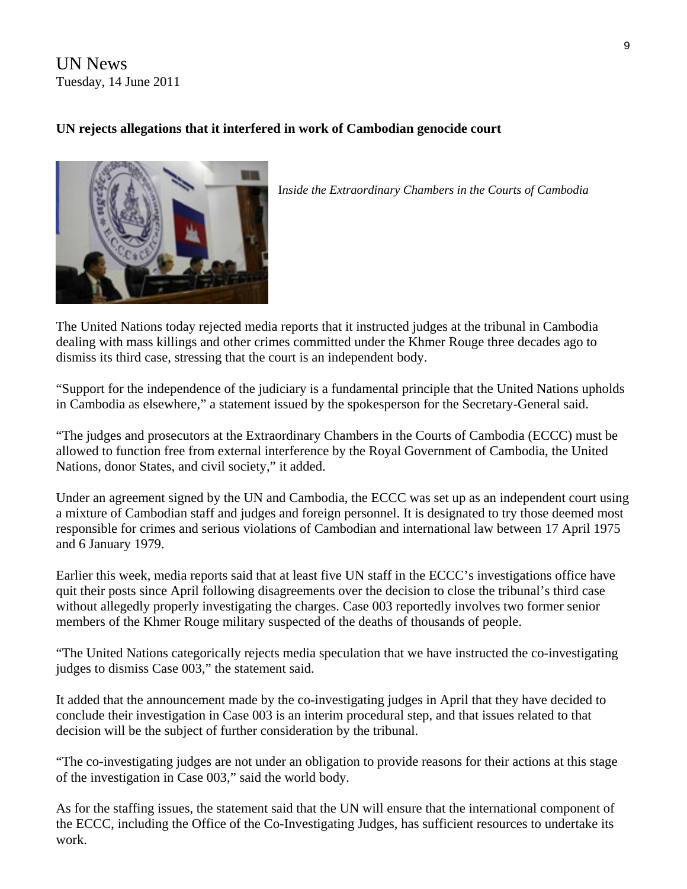UN News
Tuesday, 14 June 2011

**UN rejects allegations that it interfered in work of Cambodian genocide court**

*Inside the Extraordinary Chambers in the Courts of Cambodia*

The United Nations today rejected media reports that it instructed judges at the tribunal in Cambodia dealing with mass killings and other crimes committed under the Khmer Rouge three decades ago to dismiss its third case, stressing that the court is an independent body.

"Support for the independence of the judiciary is a fundamental principle that the United Nations upholds in Cambodia as elsewhere," a statement issued by the spokesperson for the Secretary-General said.

"The judges and prosecutors at the Extraordinary Chambers in the Courts of Cambodia (ECCC) must be allowed to function free from external interference by the Royal Government of Cambodia, the United Nations, donor States, and civil society," it added.

Under an agreement signed by the UN and Cambodia, the ECCC was set up as an independent court using a mixture of Cambodian staff and judges and foreign personnel. It is designated to try those deemed most responsible for crimes and serious violations of Cambodian and international law between 17 April 1975 and 6 January 1979.

Earlier this week, media reports said that at least five UN staff in the ECCC's investigations office have quit their posts since April following disagreements over the decision to close the tribunal's third case without allegedly properly investigating the charges. Case 003 reportedly involves two former senior members of the Khmer Rouge military suspected of the deaths of thousands of people.

"The United Nations categorically rejects media speculation that we have instructed the co-investigating judges to dismiss Case 003," the statement said.

It added that the announcement made by the co-investigating judges in April that they have decided to conclude their investigation in Case 003 is an interim procedural step, and that issues related to that decision will be the subject of further consideration by the tribunal.

"The co-investigating judges are not under an obligation to provide reasons for their actions at this stage of the investigation in Case 003," said the world body.

As for the staffing issues, the statement said that the UN will ensure that the international component of the ECCC, including the Office of the Co-Investigating Judges, has sufficient resources to undertake its work.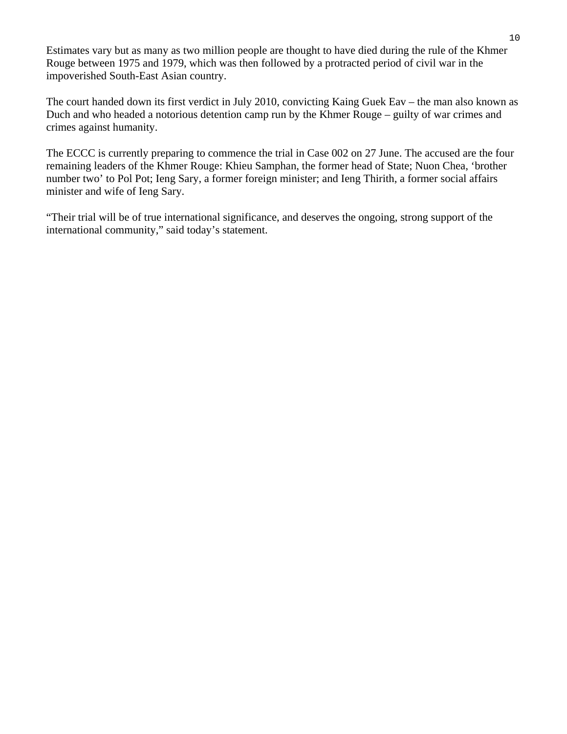Estimates vary but as many as two million people are thought to have died during the rule of the Khmer Rouge between 1975 and 1979, which was then followed by a protracted period of civil war in the impoverished South-East Asian country.

The court handed down its first verdict in July 2010, convicting Kaing Guek Eav – the man also known as Duch and who headed a notorious detention camp run by the Khmer Rouge – guilty of war crimes and crimes against humanity.

The ECCC is currently preparing to commence the trial in Case 002 on 27 June. The accused are the four remaining leaders of the Khmer Rouge: Khieu Samphan, the former head of State; Nuon Chea, 'brother number two' to Pol Pot; Ieng Sary, a former foreign minister; and Ieng Thirith, a former social affairs minister and wife of Ieng Sary.

"Their trial will be of true international significance, and deserves the ongoing, strong support of the international community," said today's statement.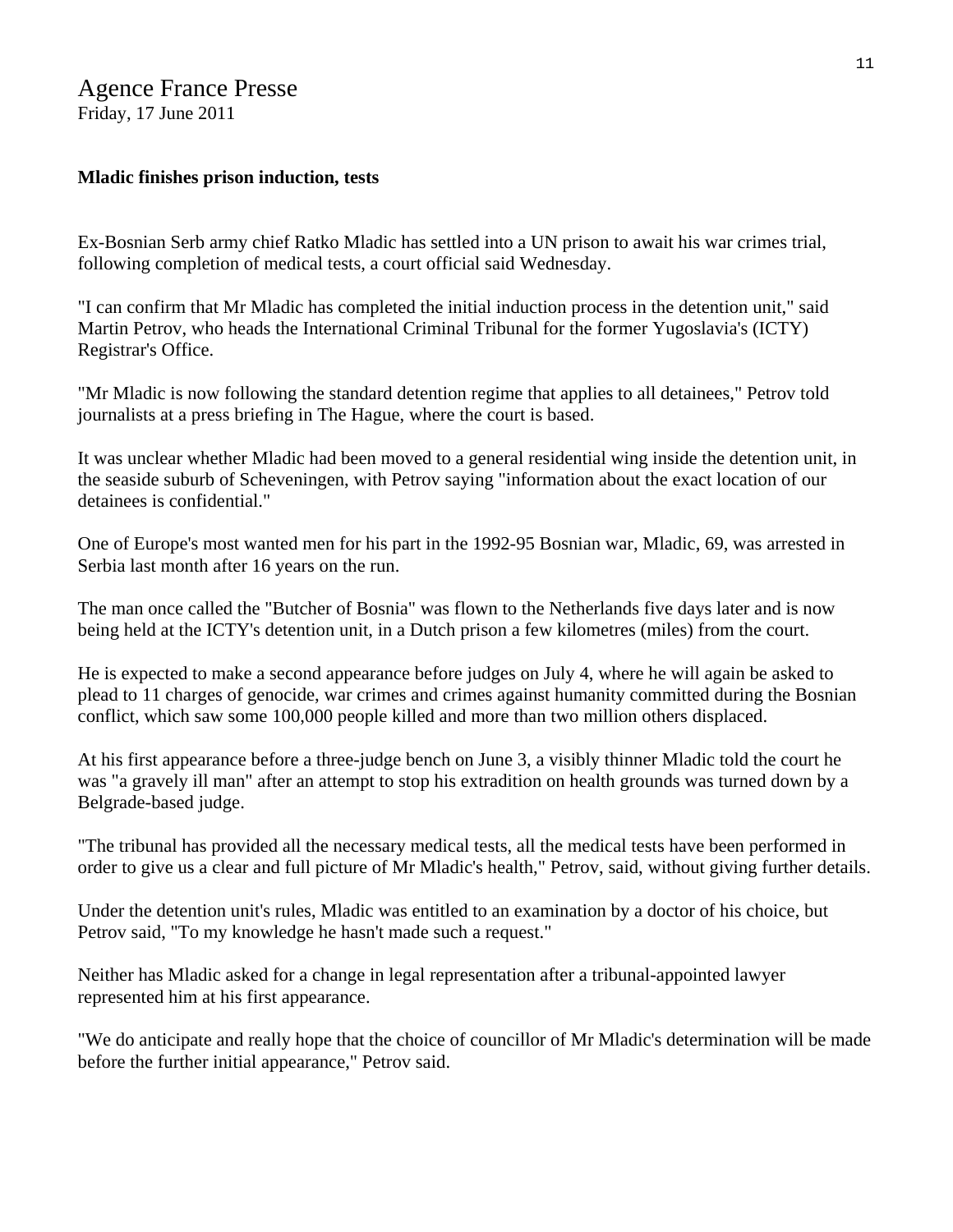Agence France Presse
Friday, 17 June 2011

**Mladic finishes prison induction, tests**

Ex-Bosnian Serb army chief Ratko Mladic has settled into a UN prison to await his war crimes trial, following completion of medical tests, a court official said Wednesday.

"I can confirm that Mr Mladic has completed the initial induction process in the detention unit," said Martin Petrov, who heads the International Criminal Tribunal for the former Yugoslavia's (ICTY) Registrar's Office.

"Mr Mladic is now following the standard detention regime that applies to all detainees," Petrov told journalists at a press briefing in The Hague, where the court is based.

It was unclear whether Mladic had been moved to a general residential wing inside the detention unit, in the seaside suburb of Scheveningen, with Petrov saying "information about the exact location of our detainees is confidential."

One of Europe's most wanted men for his part in the 1992-95 Bosnian war, Mladic, 69, was arrested in Serbia last month after 16 years on the run.

The man once called the "Butcher of Bosnia" was flown to the Netherlands five days later and is now being held at the ICTY's detention unit, in a Dutch prison a few kilometres (miles) from the court.

He is expected to make a second appearance before judges on July 4, where he will again be asked to plead to 11 charges of genocide, war crimes and crimes against humanity committed during the Bosnian conflict, which saw some 100,000 people killed and more than two million others displaced.

At his first appearance before a three-judge bench on June 3, a visibly thinner Mladic told the court he was "a gravely ill man" after an attempt to stop his extradition on health grounds was turned down by a Belgrade-based judge.

"The tribunal has provided all the necessary medical tests, all the medical tests have been performed in order to give us a clear and full picture of Mr Mladic's health," Petrov, said, without giving further details.

Under the detention unit's rules, Mladic was entitled to an examination by a doctor of his choice, but Petrov said, "To my knowledge he hasn't made such a request."

Neither has Mladic asked for a change in legal representation after a tribunal-appointed lawyer represented him at his first appearance.

"We do anticipate and really hope that the choice of councillor of Mr Mladic's determination will be made before the further initial appearance," Petrov said.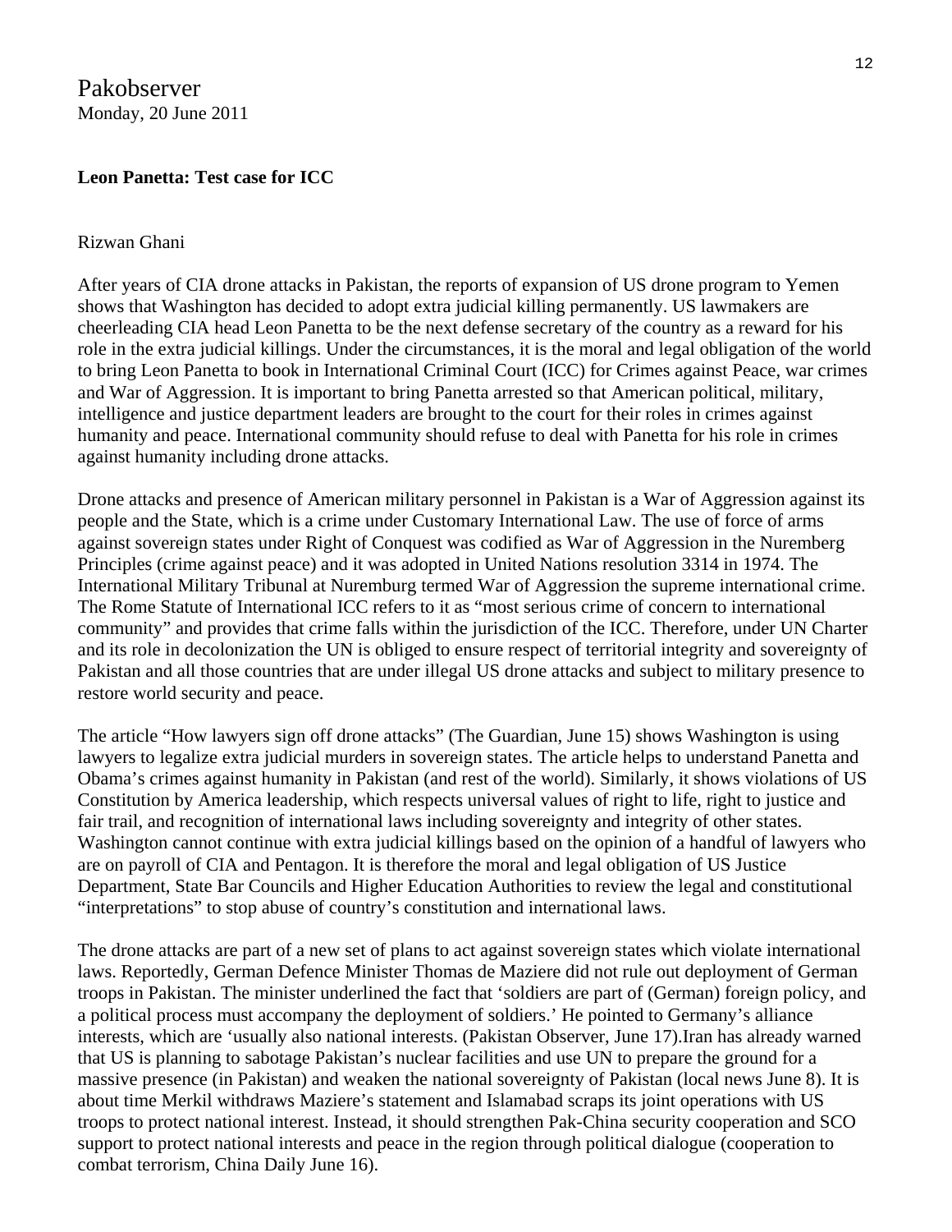Pakobserver
Monday, 20 June 2011

**Leon Panetta: Test case for ICC**

Rizwan Ghani

After years of CIA drone attacks in Pakistan, the reports of expansion of US drone program to Yemen shows that Washington has decided to adopt extra judicial killing permanently. US lawmakers are cheerleading CIA head Leon Panetta to be the next defense secretary of the country as a reward for his role in the extra judicial killings. Under the circumstances, it is the moral and legal obligation of the world to bring Leon Panetta to book in International Criminal Court (ICC) for Crimes against Peace, war crimes and War of Aggression. It is important to bring Panetta arrested so that American political, military, intelligence and justice department leaders are brought to the court for their roles in crimes against humanity and peace. International community should refuse to deal with Panetta for his role in crimes against humanity including drone attacks.

Drone attacks and presence of American military personnel in Pakistan is a War of Aggression against its people and the State, which is a crime under Customary International Law. The use of force of arms against sovereign states under Right of Conquest was codified as War of Aggression in the Nuremberg Principles (crime against peace) and it was adopted in United Nations resolution 3314 in 1974. The International Military Tribunal at Nuremburg termed War of Aggression the supreme international crime. The Rome Statute of International ICC refers to it as "most serious crime of concern to international community" and provides that crime falls within the jurisdiction of the ICC. Therefore, under UN Charter and its role in decolonization the UN is obliged to ensure respect of territorial integrity and sovereignty of Pakistan and all those countries that are under illegal US drone attacks and subject to military presence to restore world security and peace.

The article "How lawyers sign off drone attacks" (The Guardian, June 15) shows Washington is using lawyers to legalize extra judicial murders in sovereign states. The article helps to understand Panetta and Obama's crimes against humanity in Pakistan (and rest of the world). Similarly, it shows violations of US Constitution by America leadership, which respects universal values of right to life, right to justice and fair trail, and recognition of international laws including sovereignty and integrity of other states. Washington cannot continue with extra judicial killings based on the opinion of a handful of lawyers who are on payroll of CIA and Pentagon. It is therefore the moral and legal obligation of US Justice Department, State Bar Councils and Higher Education Authorities to review the legal and constitutional "interpretations" to stop abuse of country's constitution and international laws.

The drone attacks are part of a new set of plans to act against sovereign states which violate international laws. Reportedly, German Defence Minister Thomas de Maziere did not rule out deployment of German troops in Pakistan. The minister underlined the fact that 'soldiers are part of (German) foreign policy, and a political process must accompany the deployment of soldiers.' He pointed to Germany's alliance interests, which are 'usually also national interests. (Pakistan Observer, June 17).Iran has already warned that US is planning to sabotage Pakistan's nuclear facilities and use UN to prepare the ground for a massive presence (in Pakistan) and weaken the national sovereignty of Pakistan (local news June 8). It is about time Merkil withdraws Maziere's statement and Islamabad scraps its joint operations with US troops to protect national interest. Instead, it should strengthen Pak-China security cooperation and SCO support to protect national interests and peace in the region through political dialogue (cooperation to combat terrorism, China Daily June 16).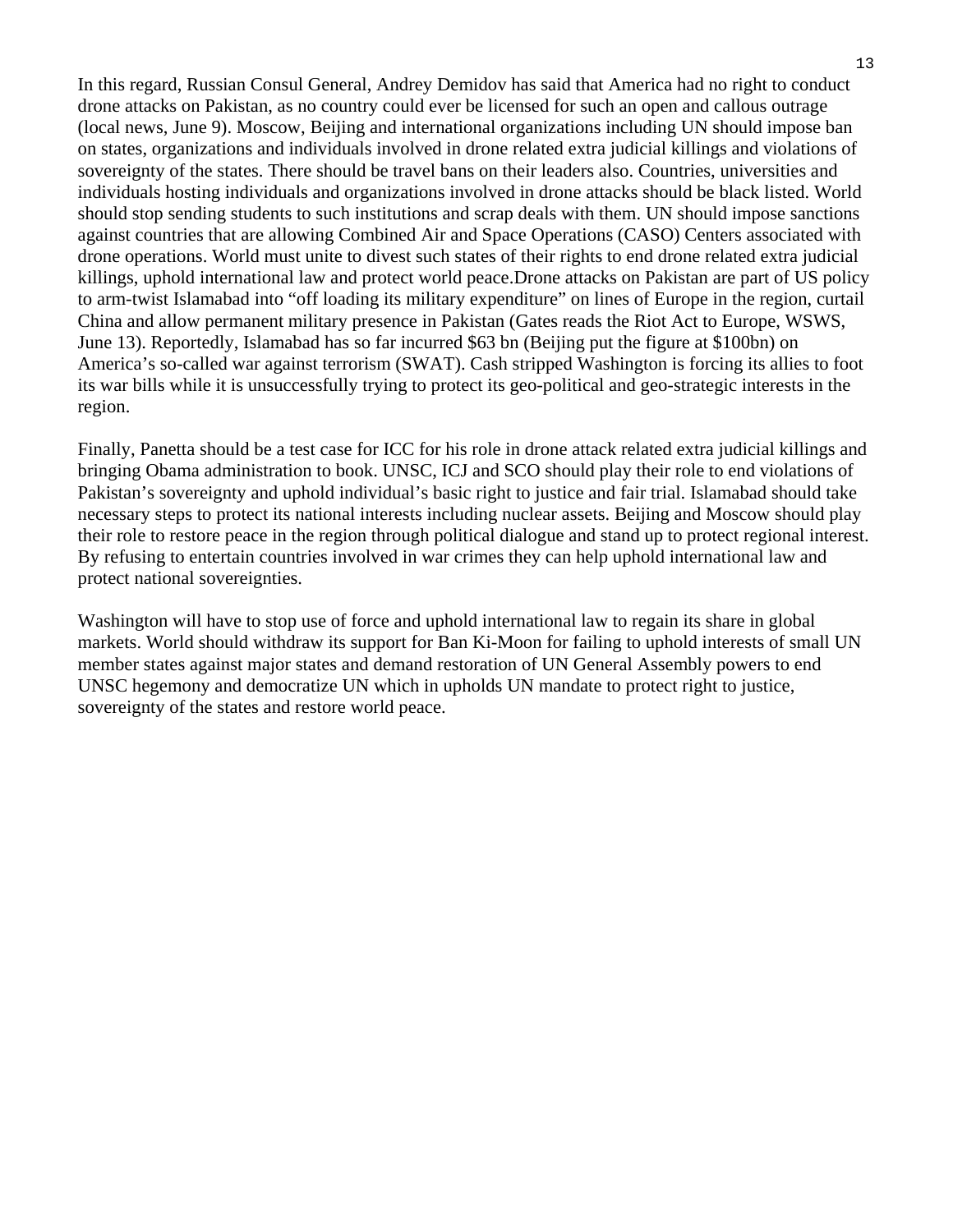In this regard, Russian Consul General, Andrey Demidov has said that America had no right to conduct drone attacks on Pakistan, as no country could ever be licensed for such an open and callous outrage (local news, June 9). Moscow, Beijing and international organizations including UN should impose ban on states, organizations and individuals involved in drone related extra judicial killings and violations of sovereignty of the states. There should be travel bans on their leaders also. Countries, universities and individuals hosting individuals and organizations involved in drone attacks should be black listed. World should stop sending students to such institutions and scrap deals with them. UN should impose sanctions against countries that are allowing Combined Air and Space Operations (CASO) Centers associated with drone operations. World must unite to divest such states of their rights to end drone related extra judicial killings, uphold international law and protect world peace.Drone attacks on Pakistan are part of US policy to arm-twist Islamabad into "off loading its military expenditure" on lines of Europe in the region, curtail China and allow permanent military presence in Pakistan (Gates reads the Riot Act to Europe, WSWS, June 13). Reportedly, Islamabad has so far incurred $63 bn (Beijing put the figure at $100bn) on America's so-called war against terrorism (SWAT). Cash stripped Washington is forcing its allies to foot its war bills while it is unsuccessfully trying to protect its geo-political and geo-strategic interests in the region.

Finally, Panetta should be a test case for ICC for his role in drone attack related extra judicial killings and bringing Obama administration to book. UNSC, ICJ and SCO should play their role to end violations of Pakistan's sovereignty and uphold individual's basic right to justice and fair trial. Islamabad should take necessary steps to protect its national interests including nuclear assets. Beijing and Moscow should play their role to restore peace in the region through political dialogue and stand up to protect regional interest. By refusing to entertain countries involved in war crimes they can help uphold international law and protect national sovereignties.

Washington will have to stop use of force and uphold international law to regain its share in global markets. World should withdraw its support for Ban Ki-Moon for failing to uphold interests of small UN member states against major states and demand restoration of UN General Assembly powers to end UNSC hegemony and democratize UN which in upholds UN mandate to protect right to justice, sovereignty of the states and restore world peace.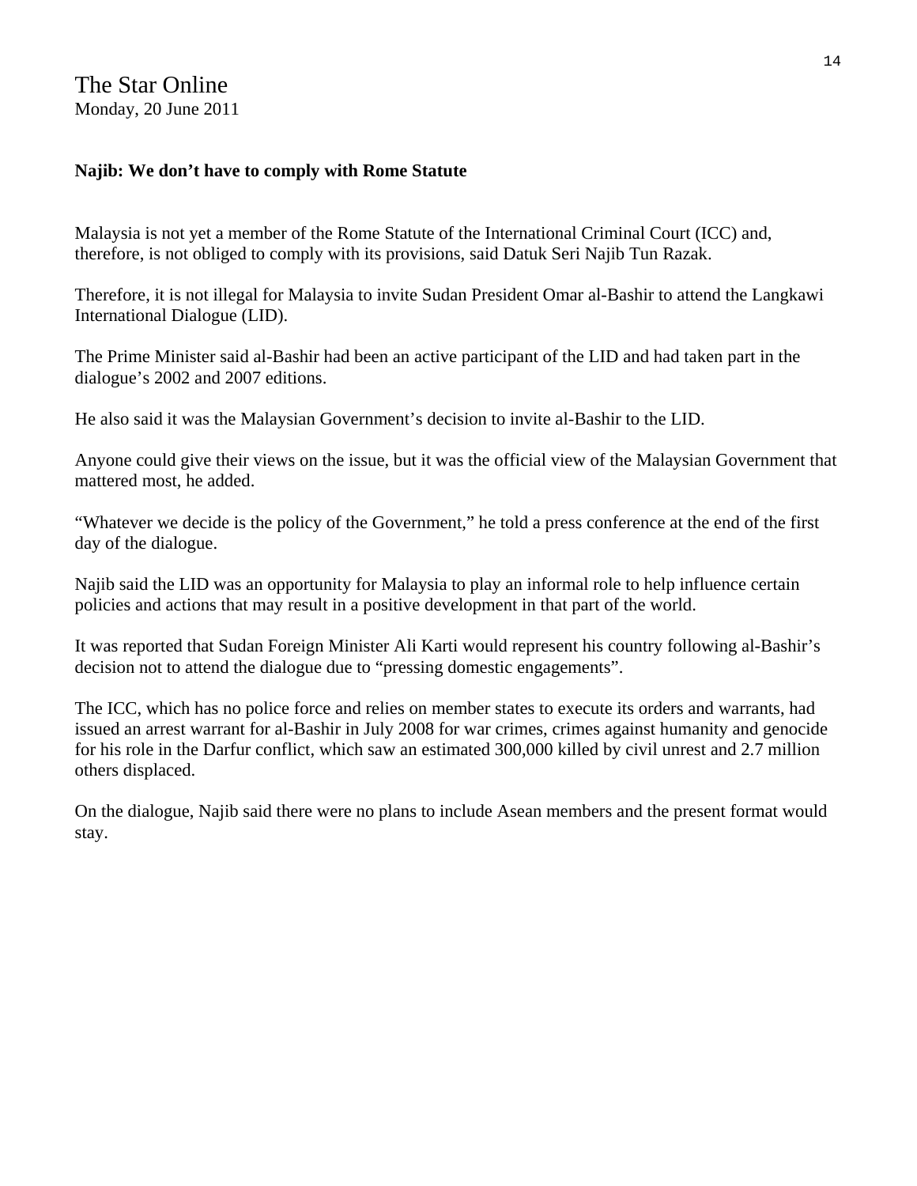The Star Online
Monday, 20 June 2011

**Najib: We don't have to comply with Rome Statute**

Malaysia is not yet a member of the Rome Statute of the International Criminal Court (ICC) and, therefore, is not obliged to comply with its provisions, said Datuk Seri Najib Tun Razak.

Therefore, it is not illegal for Malaysia to invite Sudan President Omar al-Bashir to attend the Langkawi International Dialogue (LID).

The Prime Minister said al-Bashir had been an active participant of the LID and had taken part in the dialogue's 2002 and 2007 editions.

He also said it was the Malaysian Government's decision to invite al-Bashir to the LID.

Anyone could give their views on the issue, but it was the official view of the Malaysian Government that mattered most, he added.

"Whatever we decide is the policy of the Government," he told a press conference at the end of the first day of the dialogue.

Najib said the LID was an opportunity for Malaysia to play an informal role to help influence certain policies and actions that may result in a positive development in that part of the world.

It was reported that Sudan Foreign Minister Ali Karti would represent his country following al-Bashir's decision not to attend the dialogue due to "pressing domestic engagements".

The ICC, which has no police force and relies on member states to execute its orders and warrants, had issued an arrest warrant for al-Bashir in July 2008 for war crimes, crimes against humanity and genocide for his role in the Darfur conflict, which saw an estimated 300,000 killed by civil unrest and 2.7 million others displaced.

On the dialogue, Najib said there were no plans to include Asean members and the present format would stay.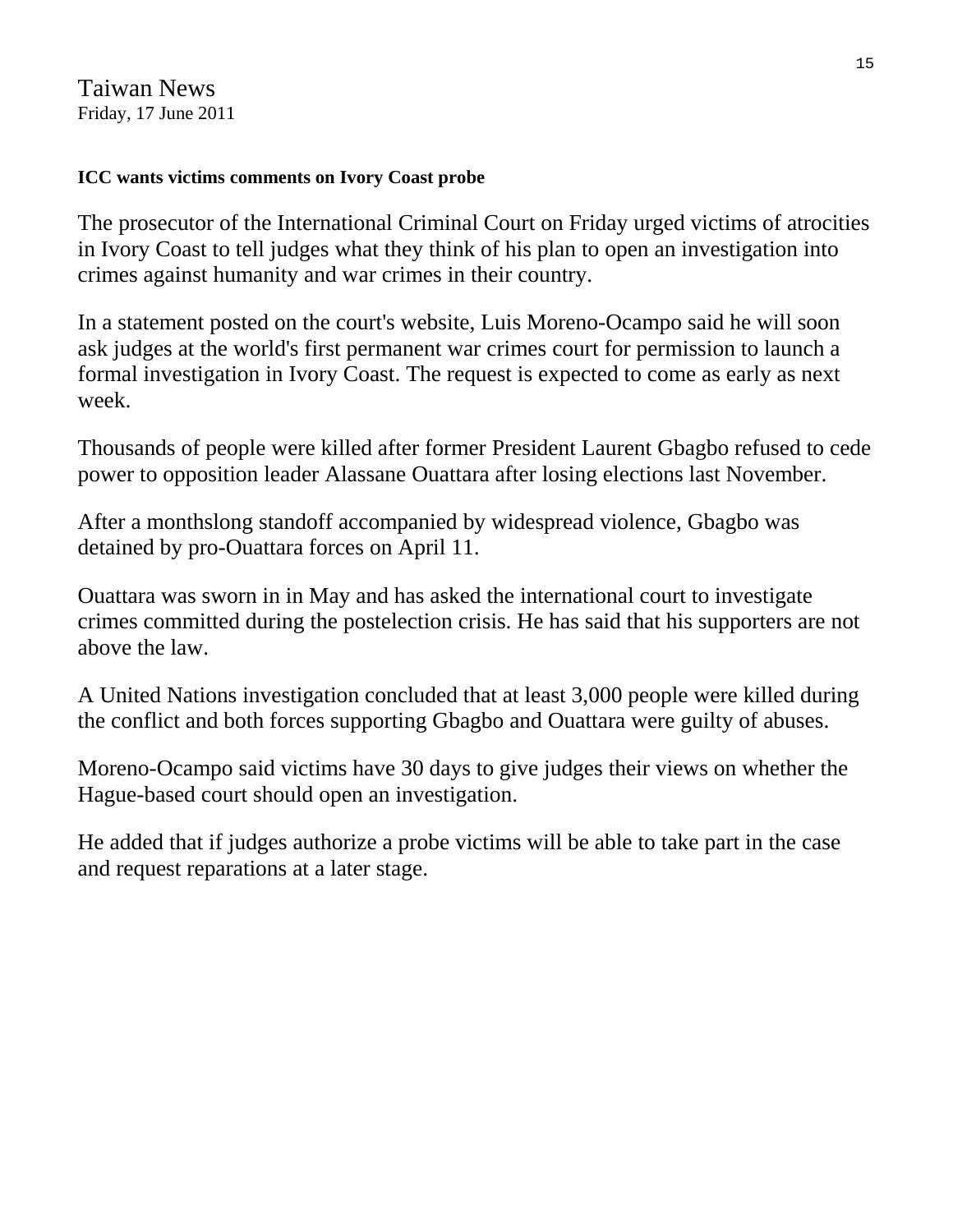Taiwan News
Friday, 17 June 2011

**ICC wants victims comments on Ivory Coast probe**

The prosecutor of the International Criminal Court on Friday urged victims of atrocities in Ivory Coast to tell judges what they think of his plan to open an investigation into crimes against humanity and war crimes in their country.

In a statement posted on the court's website, Luis Moreno-Ocampo said he will soon ask judges at the world's first permanent war crimes court for permission to launch a formal investigation in Ivory Coast. The request is expected to come as early as next week.

Thousands of people were killed after former President Laurent Gbagbo refused to cede power to opposition leader Alassane Ouattara after losing elections last November.

After a monthslong standoff accompanied by widespread violence, Gbagbo was detained by pro-Ouattara forces on April 11.

Ouattara was sworn in in May and has asked the international court to investigate crimes committed during the postelection crisis. He has said that his supporters are not above the law.

A United Nations investigation concluded that at least 3,000 people were killed during the conflict and both forces supporting Gbagbo and Ouattara were guilty of abuses.

Moreno-Ocampo said victims have 30 days to give judges their views on whether the Hague-based court should open an investigation.

He added that if judges authorize a probe victims will be able to take part in the case and request reparations at a later stage.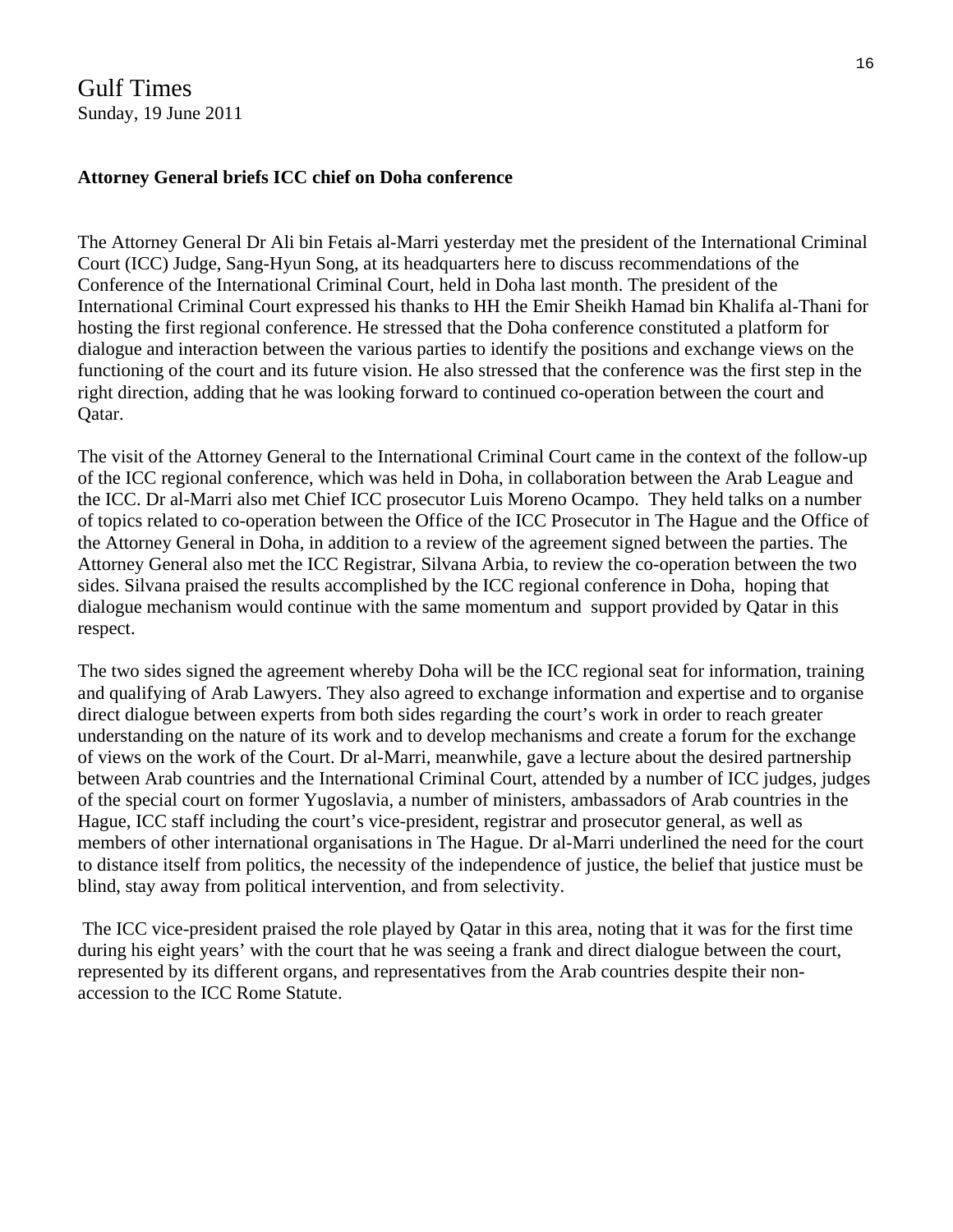Gulf Times
Sunday, 19 June 2011

**Attorney General briefs ICC chief on Doha conference**

The Attorney General Dr Ali bin Fetais al-Marri yesterday met the president of the International Criminal Court (ICC) Judge, Sang-Hyun Song, at its headquarters here to discuss recommendations of the Conference of the International Criminal Court, held in Doha last month. The president of the International Criminal Court expressed his thanks to HH the Emir Sheikh Hamad bin Khalifa al-Thani for hosting the first regional conference. He stressed that the Doha conference constituted a platform for dialogue and interaction between the various parties to identify the positions and exchange views on the functioning of the court and its future vision. He also stressed that the conference was the first step in the right direction, adding that he was looking forward to continued co-operation between the court and Qatar.

The visit of the Attorney General to the International Criminal Court came in the context of the follow-up of the ICC regional conference, which was held in Doha, in collaboration between the Arab League and the ICC. Dr al-Marri also met Chief ICC prosecutor Luis Moreno Ocampo. They held talks on a number of topics related to co-operation between the Office of the ICC Prosecutor in The Hague and the Office of the Attorney General in Doha, in addition to a review of the agreement signed between the parties. The Attorney General also met the ICC Registrar, Silvana Arbia, to review the co-operation between the two sides. Silvana praised the results accomplished by the ICC regional conference in Doha, hoping that dialogue mechanism would continue with the same momentum and support provided by Qatar in this respect.

The two sides signed the agreement whereby Doha will be the ICC regional seat for information, training and qualifying of Arab Lawyers. They also agreed to exchange information and expertise and to organise direct dialogue between experts from both sides regarding the court's work in order to reach greater understanding on the nature of its work and to develop mechanisms and create a forum for the exchange of views on the work of the Court. Dr al-Marri, meanwhile, gave a lecture about the desired partnership between Arab countries and the International Criminal Court, attended by a number of ICC judges, judges of the special court on former Yugoslavia, a number of ministers, ambassadors of Arab countries in the Hague, ICC staff including the court's vice-president, registrar and prosecutor general, as well as members of other international organisations in The Hague. Dr al-Marri underlined the need for the court to distance itself from politics, the necessity of the independence of justice, the belief that justice must be blind, stay away from political intervention, and from selectivity.

The ICC vice-president praised the role played by Qatar in this area, noting that it was for the first time during his eight years' with the court that he was seeing a frank and direct dialogue between the court, represented by its different organs, and representatives from the Arab countries despite their non-accession to the ICC Rome Statute.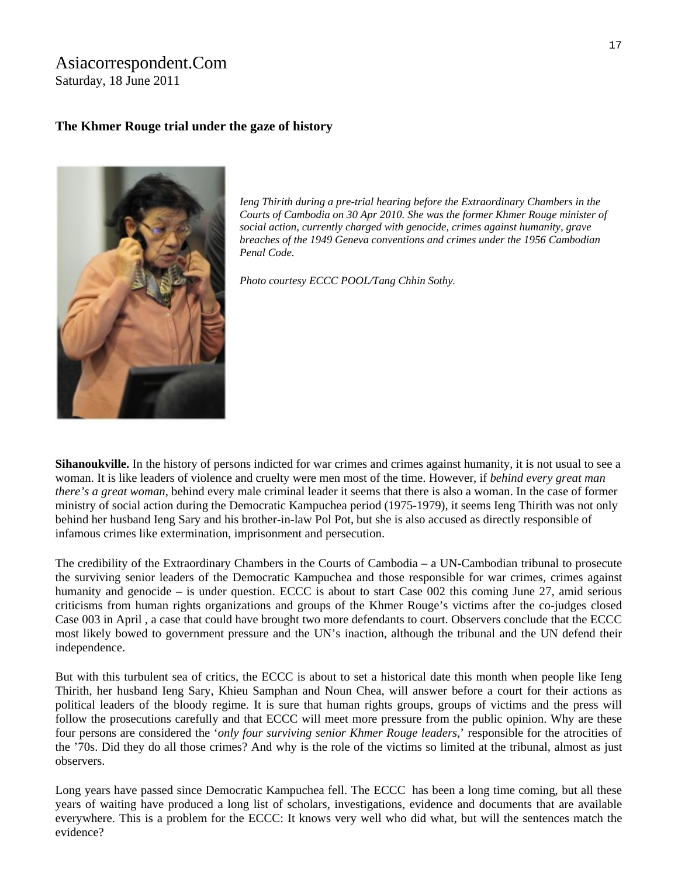Asiacorrespondent.Com
Saturday, 18 June 2011

## The Khmer Rouge trial under the gaze of history

*Ieng Thirith during a pre-trial hearing before the Extraordinary Chambers in the Courts of Cambodia on 30 Apr 2010. She was the former Khmer Rouge minister of social action, currently charged with genocide, crimes against humanity, grave breaches of the 1949 Geneva conventions and crimes under the 1956 Cambodian Penal Code.*

*Photo courtesy ECCC POOL/Tang Chhin Sothy.*

**Sihanoukville.** In the history of persons indicted for war crimes and crimes against humanity, it is not usual to see a woman. It is like leaders of violence and cruelty were men most of the time. However, if *behind every great man there's a great woman*, behind every male criminal leader it seems that there is also a woman. In the case of former ministry of social action during the Democratic Kampuchea period (1975-1979), it seems Ieng Thirith was not only behind her husband Ieng Sary and his brother-in-law Pol Pot, but she is also accused as directly responsible of infamous crimes like extermination, imprisonment and persecution.

The credibility of the Extraordinary Chambers in the Courts of Cambodia – a UN-Cambodian tribunal to prosecute the surviving senior leaders of the Democratic Kampuchea and those responsible for war crimes, crimes against humanity and genocide – is under question. ECCC is about to start Case 002 this coming June 27, amid serious criticisms from human rights organizations and groups of the Khmer Rouge's victims after the co-judges closed Case 003 in April , a case that could have brought two more defendants to court. Observers conclude that the ECCC most likely bowed to government pressure and the UN's inaction, although the tribunal and the UN defend their independence.

But with this turbulent sea of critics, the ECCC is about to set a historical date this month when people like Ieng Thirith, her husband Ieng Sary, Khieu Samphan and Noun Chea, will answer before a court for their actions as political leaders of the bloody regime. It is sure that human rights groups, groups of victims and the press will follow the prosecutions carefully and that ECCC will meet more pressure from the public opinion. Why are these four persons are considered the '*only four surviving senior Khmer Rouge leaders*,' responsible for the atrocities of the '70s. Did they do all those crimes? And why is the role of the victims so limited at the tribunal, almost as just observers.

Long years have passed since Democratic Kampuchea fell. The ECCC has been a long time coming, but all these years of waiting have produced a long list of scholars, investigations, evidence and documents that are available everywhere. This is a problem for the ECCC: It knows very well who did what, but will the sentences match the evidence?